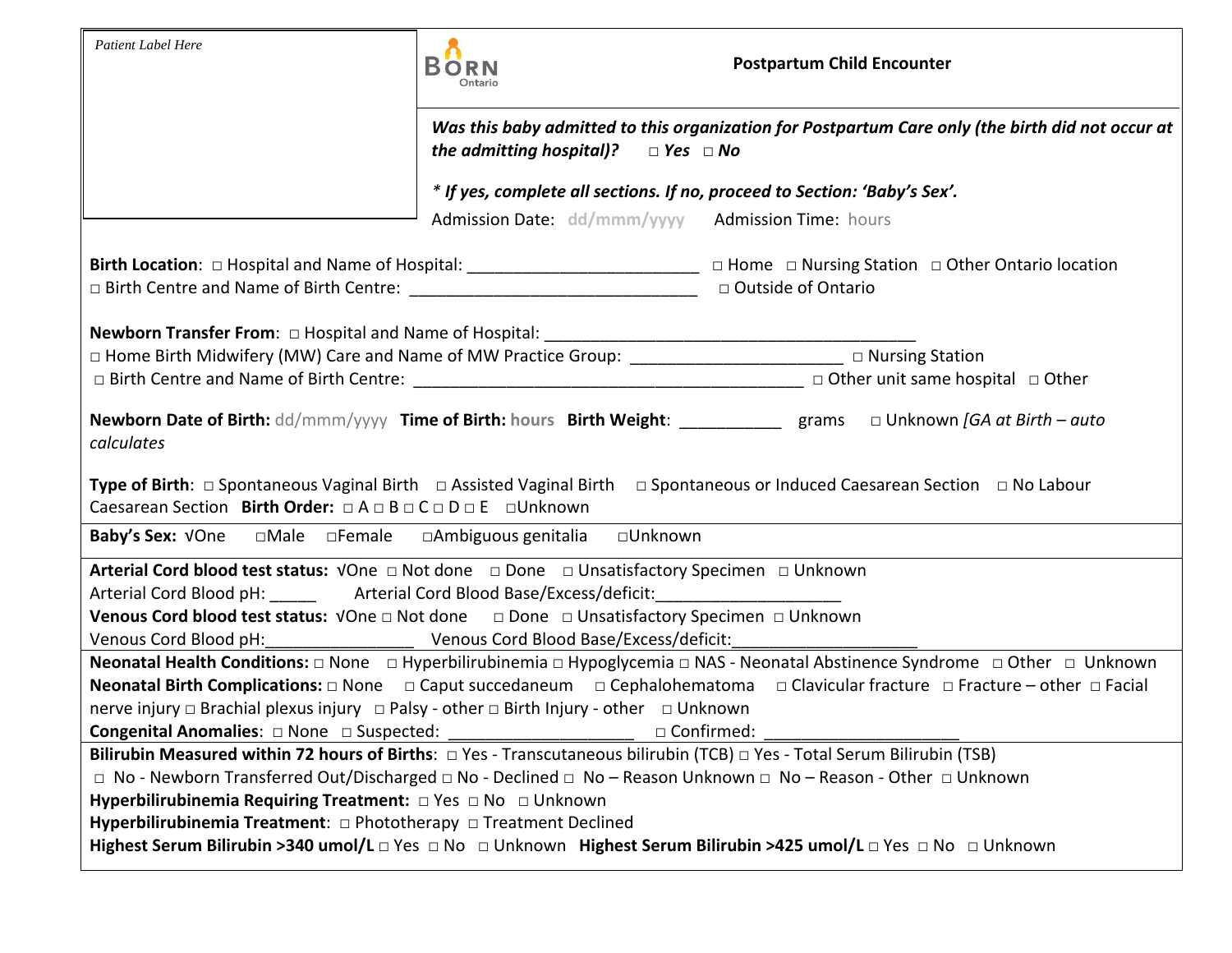Patient Label Here

BORN Ontario

**Postpartum Child Encounter**

***Was this baby admitted to this organization for Postpartum Care only (the birth did not occur at the admitting hospital)?*** ***□ Yes □ No***

***\* If yes, complete all sections. If no, proceed to Section: 'Baby's Sex'.***

Admission Date: dd/mmm/yyyy Admission Time: hours

**Birth Location**: □ Hospital and Name of Hospital: ________________________ □ Home □ Nursing Station □ Other Ontario location
□ Birth Centre and Name of Birth Centre: ______________________________ □ Outside of Ontario

**Newborn Transfer From**: □ Hospital and Name of Hospital: ________________________________________
□ Home Birth Midwifery (MW) Care and Name of MW Practice Group: ______________________ □ Nursing Station
□ Birth Centre and Name of Birth Centre: ___________________________________________ □ Other unit same hospital □ Other

**Newborn Date of Birth:** dd/mmm/yyyy **Time of Birth: hours** **Birth Weight**: ___________ grams □ Unknown *[GA at Birth – auto calculates*

**Type of Birth**: □ Spontaneous Vaginal Birth □ Assisted Vaginal Birth □ Spontaneous or Induced Caesarean Section □ No Labour Caesarean Section **Birth Order:** □ A □ B □ C □ D □ E □Unknown

**Baby's Sex:** √One □Male □Female □Ambiguous genitalia □Unknown

**Arterial Cord blood test status:** √One □ Not done □ Done □ Unsatisfactory Specimen □ Unknown
Arterial Cord Blood pH: _____ Arterial Cord Blood Base/Excess/deficit:___________________
**Venous Cord blood test status:** √One □ Not done □ Done □ Unsatisfactory Specimen □ Unknown
Venous Cord Blood pH:________________ Venous Cord Blood Base/Excess/deficit:____________________

**Neonatal Health Conditions:** □ None □ Hyperbilirubinemia □ Hypoglycemia □ NAS - Neonatal Abstinence Syndrome □ Other □ Unknown
**Neonatal Birth Complications:** □ None □ Caput succedaneum □ Cephalohematoma □ Clavicular fracture □ Fracture – other □ Facial nerve injury □ Brachial plexus injury □ Palsy - other □ Birth Injury - other □ Unknown
**Congenital Anomalies**: □ None □ Suspected: ___________________ □ Confirmed: ____________________

**Bilirubin Measured within 72 hours of Births**: □ Yes - Transcutaneous bilirubin (TCB) □ Yes - Total Serum Bilirubin (TSB)
□ No - Newborn Transferred Out/Discharged □ No - Declined □ No – Reason Unknown □ No – Reason - Other □ Unknown
**Hyperbilirubinemia Requiring Treatment:** □ Yes □ No □ Unknown
**Hyperbilirubinemia Treatment**: □ Phototherapy □ Treatment Declined
**Highest Serum Bilirubin >340 umol/L** □ Yes □ No □ Unknown **Highest Serum Bilirubin >425 umol/L** □ Yes □ No □ Unknown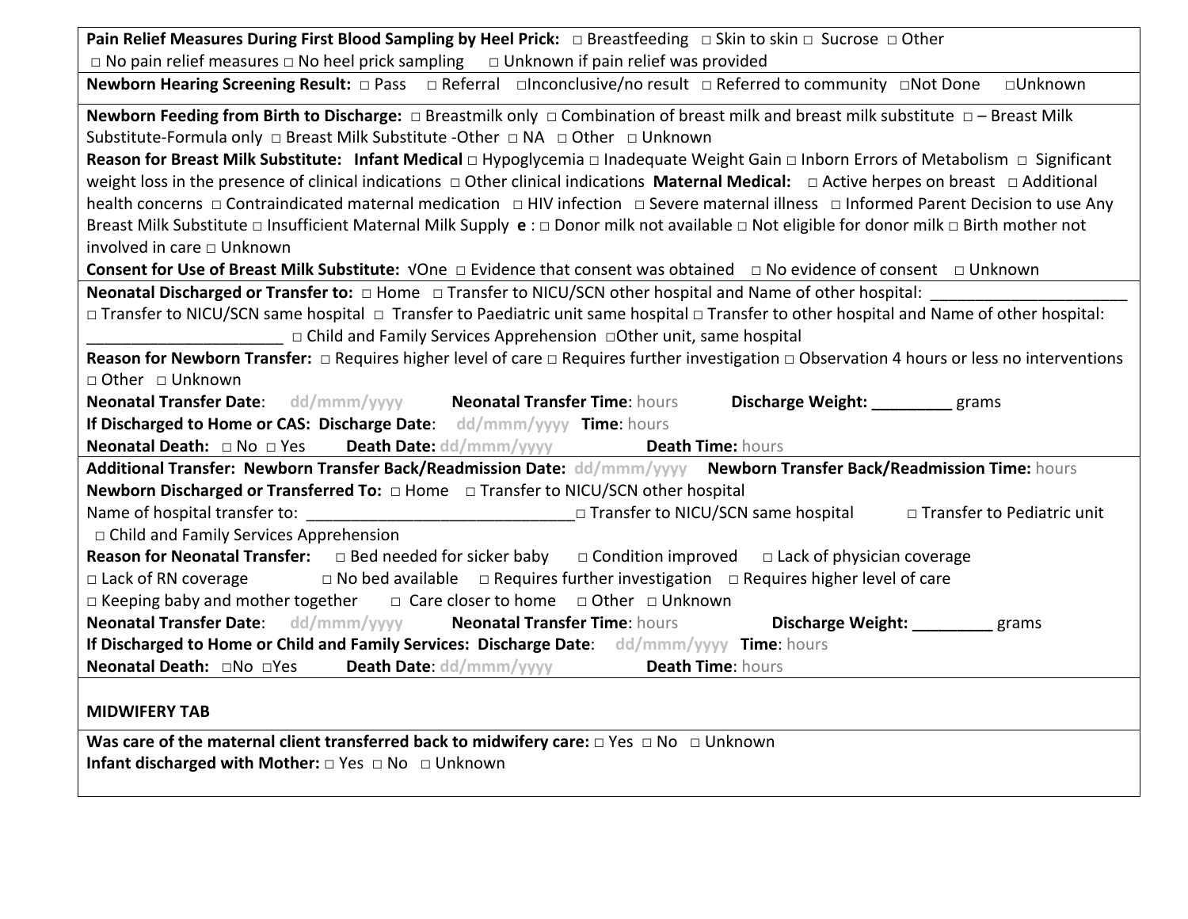**Pain Relief Measures During First Blood Sampling by Heel Prick:** □ Breastfeeding □ Skin to skin □ Sucrose □ Other □ No pain relief measures □ No heel prick sampling □ Unknown if pain relief was provided

**Newborn Hearing Screening Result:** □ Pass □ Referral □Inconclusive/no result □ Referred to community □Not Done □Unknown

**Newborn Feeding from Birth to Discharge:** □ Breastmilk only □ Combination of breast milk and breast milk substitute □ – Breast Milk Substitute-Formula only □ Breast Milk Substitute -Other □ NA □ Other □ Unknown

**Reason for Breast Milk Substitute:** **Infant Medical** □ Hypoglycemia □ Inadequate Weight Gain □ Inborn Errors of Metabolism □ Significant weight loss in the presence of clinical indications □ Other clinical indications **Maternal Medical:** □ Active herpes on breast □ Additional health concerns □ Contraindicated maternal medication □ HIV infection □ Severe maternal illness □ Informed Parent Decision to use Any Breast Milk Substitute □ Insufficient Maternal Milk Supply **e** : □ Donor milk not available □ Not eligible for donor milk □ Birth mother not involved in care □ Unknown

**Consent for Use of Breast Milk Substitute:** √One □ Evidence that consent was obtained □ No evidence of consent □ Unknown

**Neonatal Discharged or Transfer to:** □ Home □ Transfer to NICU/SCN other hospital and Name of other hospital: ______________________ □ Transfer to NICU/SCN same hospital □ Transfer to Paediatric unit same hospital □ Transfer to other hospital and Name of other hospital: ______________________ □ Child and Family Services Apprehension □Other unit, same hospital

**Reason for Newborn Transfer:** □ Requires higher level of care □ Requires further investigation □ Observation 4 hours or less no interventions □ Other □ Unknown

**Neonatal Transfer Date**: dd/mmm/yyyy **Neonatal Transfer Time**: hours **Discharge Weight: _________** grams

**If Discharged to Home or CAS: Discharge Date**: dd/mmm/yyyy **Time**: hours

**Neonatal Death:** □ No □ Yes **Death Date:** dd/mmm/yyyy **Death Time:** hours

**Additional Transfer: Newborn Transfer Back/Readmission Date:** dd/mmm/yyyy **Newborn Transfer Back/Readmission Time:** hours

**Newborn Discharged or Transferred To:** □ Home □ Transfer to NICU/SCN other hospital

Name of hospital transfer to: ______________________________□ Transfer to NICU/SCN same hospital □ Transfer to Pediatric unit □ Child and Family Services Apprehension

**Reason for Neonatal Transfer:** □ Bed needed for sicker baby □ Condition improved □ Lack of physician coverage □ Lack of RN coverage □ No bed available □ Requires further investigation □ Requires higher level of care □ Keeping baby and mother together □ Care closer to home □ Other □ Unknown

**Neonatal Transfer Date**: dd/mmm/yyyy **Neonatal Transfer Time**: hours **Discharge Weight: _________** grams

**If Discharged to Home or Child and Family Services: Discharge Date**: dd/mmm/yyyy **Time**: hours

**Neonatal Death:** □No □Yes **Death Date**: dd/mmm/yyyy **Death Time**: hours

**MIDWIFERY TAB**

**Was care of the maternal client transferred back to midwifery care:** □ Yes □ No □ Unknown

**Infant discharged with Mother:** □ Yes □ No □ Unknown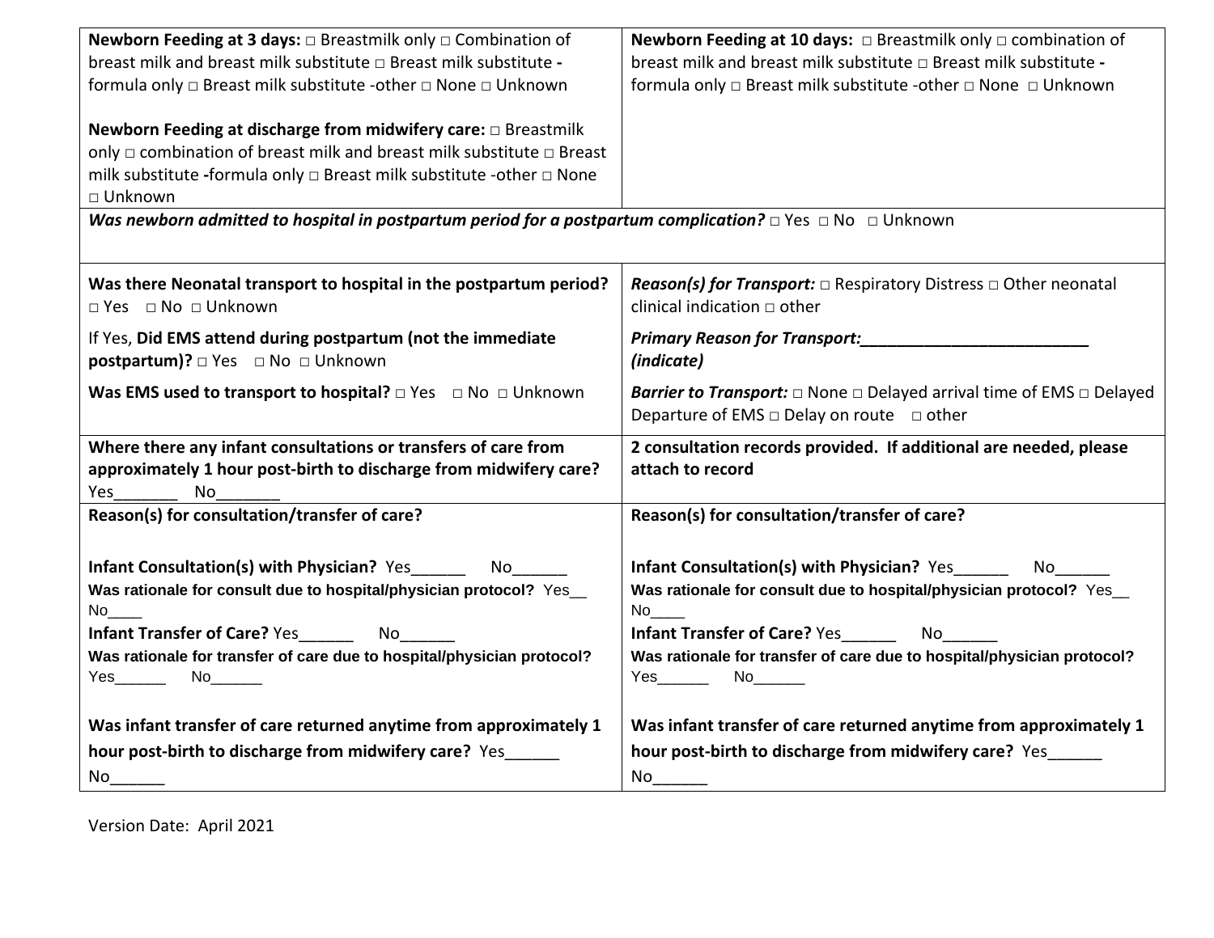| | |
|---|---|
| **Newborn Feeding at 3 days:** □ Breastmilk only □ Combination of breast milk and breast milk substitute □ Breast milk substitute -formula only □ Breast milk substitute -other □ None □ Unknown<br><br>**Newborn Feeding at discharge from midwifery care:** □ Breastmilk only □ combination of breast milk and breast milk substitute □ Breast milk substitute -formula only □ Breast milk substitute -other □ None □ Unknown | **Newborn Feeding at 10 days:** □ Breastmilk only □ combination of breast milk and breast milk substitute □ Breast milk substitute -formula only □ Breast milk substitute -other □ None □ Unknown |
| ***Was newborn admitted to hospital in postpartum period for a postpartum complication?*** □ Yes □ No □ Unknown | |
| **Was there Neonatal transport to hospital in the postpartum period?** □ Yes □ No □ Unknown<br><br>If Yes, **Did EMS attend during postpartum (not the immediate postpartum)?** □ Yes □ No □ Unknown<br><br>**Was EMS used to transport to hospital?** □ Yes □ No □ Unknown | ***Reason(s) for Transport:*** □ Respiratory Distress □ Other neonatal clinical indication □ other<br><br>***Primary Reason for Transport:_________________________ (indicate)***<br><br>***Barrier to Transport:*** □ None □ Delayed arrival time of EMS □ Delayed Departure of EMS □ Delay on route □ other |
| **Where there any infant consultations or transfers of care from approximately 1 hour post-birth to discharge from midwifery care?** Yes_______ No_______ | **2 consultation records provided. If additional are needed, please attach to record** |
| **Reason(s) for consultation/transfer of care?**<br><br>**Infant Consultation(s) with Physician?** Yes______ No______<br>**Was rationale for consult due to hospital/physician protocol?** Yes__ No____<br>**Infant Transfer of Care?** Yes______ No______<br>**Was rationale for transfer of care due to hospital/physician protocol?** Yes______ No______<br><br>**Was infant transfer of care returned anytime from approximately 1 hour post-birth to discharge from midwifery care?** Yes______ No______ | **Reason(s) for consultation/transfer of care?**<br><br>**Infant Consultation(s) with Physician?** Yes______ No______<br>**Was rationale for consult due to hospital/physician protocol?** Yes__ No____<br>**Infant Transfer of Care?** Yes______ No______<br>**Was rationale for transfer of care due to hospital/physician protocol?** Yes______ No______<br><br>**Was infant transfer of care returned anytime from approximately 1 hour post-birth to discharge from midwifery care?** Yes______ No______ |

Version Date: April 2021